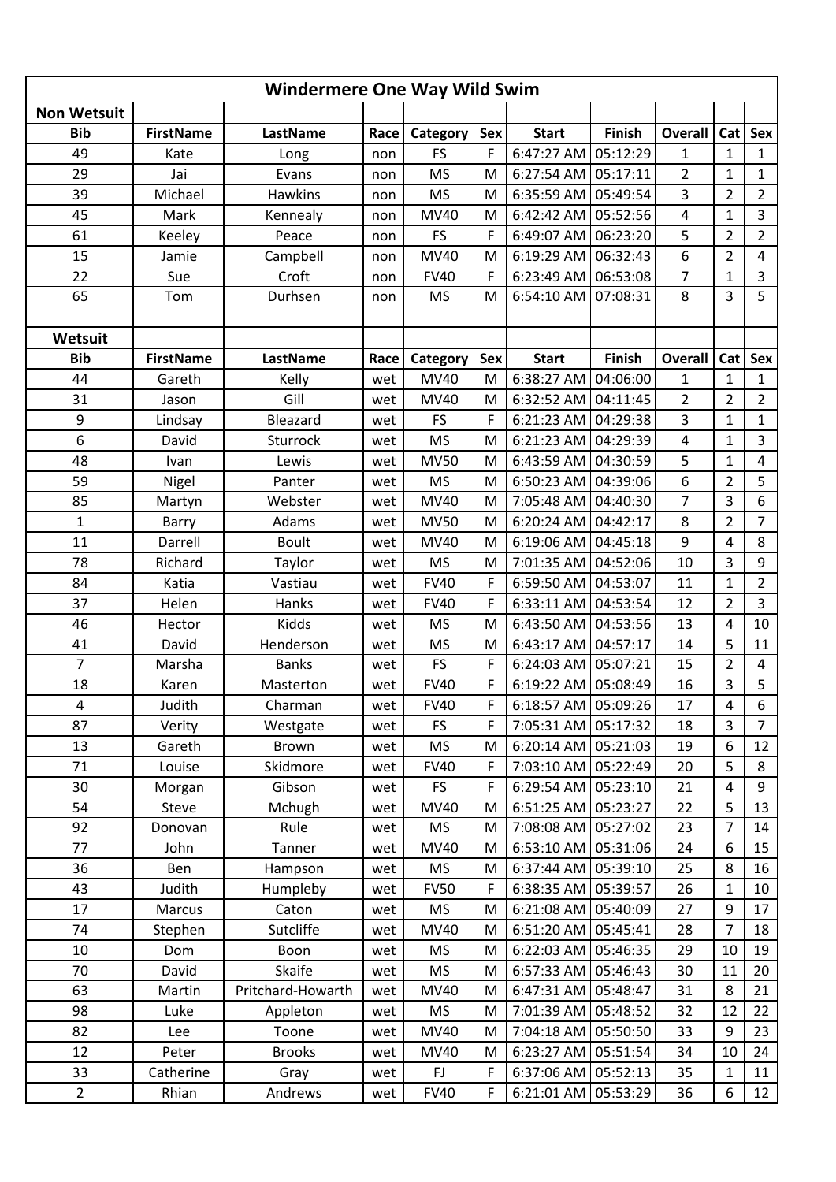# Windermere One Way Wild Swim

## Non Wetsuit

| Bib | FirstName | LastName | Race | Category | Sex | Start | Finish | Overall | Cat | Sex |
|---|---|---|---|---|---|---|---|---|---|---|
| 49 | Kate | Long | non | FS | F | 6:47:27 AM | 05:12:29 | 1 | 1 | 1 |
| 29 | Jai | Evans | non | MS | M | 6:27:54 AM | 05:17:11 | 2 | 1 | 1 |
| 39 | Michael | Hawkins | non | MS | M | 6:35:59 AM | 05:49:54 | 3 | 2 | 2 |
| 45 | Mark | Kennealy | non | MV40 | M | 6:42:42 AM | 05:52:56 | 4 | 1 | 3 |
| 61 | Keeley | Peace | non | FS | F | 6:49:07 AM | 06:23:20 | 5 | 2 | 2 |
| 15 | Jamie | Campbell | non | MV40 | M | 6:19:29 AM | 06:32:43 | 6 | 2 | 4 |
| 22 | Sue | Croft | non | FV40 | F | 6:23:49 AM | 06:53:08 | 7 | 1 | 3 |
| 65 | Tom | Durhsen | non | MS | M | 6:54:10 AM | 07:08:31 | 8 | 3 | 5 |

## Wetsuit

| Bib | FirstName | LastName | Race | Category | Sex | Start | Finish | Overall | Cat | Sex |
|---|---|---|---|---|---|---|---|---|---|---|
| 44 | Gareth | Kelly | wet | MV40 | M | 6:38:27 AM | 04:06:00 | 1 | 1 | 1 |
| 31 | Jason | Gill | wet | MV40 | M | 6:32:52 AM | 04:11:45 | 2 | 2 | 2 |
| 9 | Lindsay | Bleazard | wet | FS | F | 6:21:23 AM | 04:29:38 | 3 | 1 | 1 |
| 6 | David | Sturrock | wet | MS | M | 6:21:23 AM | 04:29:39 | 4 | 1 | 3 |
| 48 | Ivan | Lewis | wet | MV50 | M | 6:43:59 AM | 04:30:59 | 5 | 1 | 4 |
| 59 | Nigel | Panter | wet | MS | M | 6:50:23 AM | 04:39:06 | 6 | 2 | 5 |
| 85 | Martyn | Webster | wet | MV40 | M | 7:05:48 AM | 04:40:30 | 7 | 3 | 6 |
| 1 | Barry | Adams | wet | MV50 | M | 6:20:24 AM | 04:42:17 | 8 | 2 | 7 |
| 11 | Darrell | Boult | wet | MV40 | M | 6:19:06 AM | 04:45:18 | 9 | 4 | 8 |
| 78 | Richard | Taylor | wet | MS | M | 7:01:35 AM | 04:52:06 | 10 | 3 | 9 |
| 84 | Katia | Vastiau | wet | FV40 | F | 6:59:50 AM | 04:53:07 | 11 | 1 | 2 |
| 37 | Helen | Hanks | wet | FV40 | F | 6:33:11 AM | 04:53:54 | 12 | 2 | 3 |
| 46 | Hector | Kidds | wet | MS | M | 6:43:50 AM | 04:53:56 | 13 | 4 | 10 |
| 41 | David | Henderson | wet | MS | M | 6:43:17 AM | 04:57:17 | 14 | 5 | 11 |
| 7 | Marsha | Banks | wet | FS | F | 6:24:03 AM | 05:07:21 | 15 | 2 | 4 |
| 18 | Karen | Masterton | wet | FV40 | F | 6:19:22 AM | 05:08:49 | 16 | 3 | 5 |
| 4 | Judith | Charman | wet | FV40 | F | 6:18:57 AM | 05:09:26 | 17 | 4 | 6 |
| 87 | Verity | Westgate | wet | FS | F | 7:05:31 AM | 05:17:32 | 18 | 3 | 7 |
| 13 | Gareth | Brown | wet | MS | M | 6:20:14 AM | 05:21:03 | 19 | 6 | 12 |
| 71 | Louise | Skidmore | wet | FV40 | F | 7:03:10 AM | 05:22:49 | 20 | 5 | 8 |
| 30 | Morgan | Gibson | wet | FS | F | 6:29:54 AM | 05:23:10 | 21 | 4 | 9 |
| 54 | Steve | Mchugh | wet | MV40 | M | 6:51:25 AM | 05:23:27 | 22 | 5 | 13 |
| 92 | Donovan | Rule | wet | MS | M | 7:08:08 AM | 05:27:02 | 23 | 7 | 14 |
| 77 | John | Tanner | wet | MV40 | M | 6:53:10 AM | 05:31:06 | 24 | 6 | 15 |
| 36 | Ben | Hampson | wet | MS | M | 6:37:44 AM | 05:39:10 | 25 | 8 | 16 |
| 43 | Judith | Humpleby | wet | FV50 | F | 6:38:35 AM | 05:39:57 | 26 | 1 | 10 |
| 17 | Marcus | Caton | wet | MS | M | 6:21:08 AM | 05:40:09 | 27 | 9 | 17 |
| 74 | Stephen | Sutcliffe | wet | MV40 | M | 6:51:20 AM | 05:45:41 | 28 | 7 | 18 |
| 10 | Dom | Boon | wet | MS | M | 6:22:03 AM | 05:46:35 | 29 | 10 | 19 |
| 70 | David | Skaife | wet | MS | M | 6:57:33 AM | 05:46:43 | 30 | 11 | 20 |
| 63 | Martin | Pritchard-Howarth | wet | MV40 | M | 6:47:31 AM | 05:48:47 | 31 | 8 | 21 |
| 98 | Luke | Appleton | wet | MS | M | 7:01:39 AM | 05:48:52 | 32 | 12 | 22 |
| 82 | Lee | Toone | wet | MV40 | M | 7:04:18 AM | 05:50:50 | 33 | 9 | 23 |
| 12 | Peter | Brooks | wet | MV40 | M | 6:23:27 AM | 05:51:54 | 34 | 10 | 24 |
| 33 | Catherine | Gray | wet | FJ | F | 6:37:06 AM | 05:52:13 | 35 | 1 | 11 |
| 2 | Rhian | Andrews | wet | FV40 | F | 6:21:01 AM | 05:53:29 | 36 | 6 | 12 |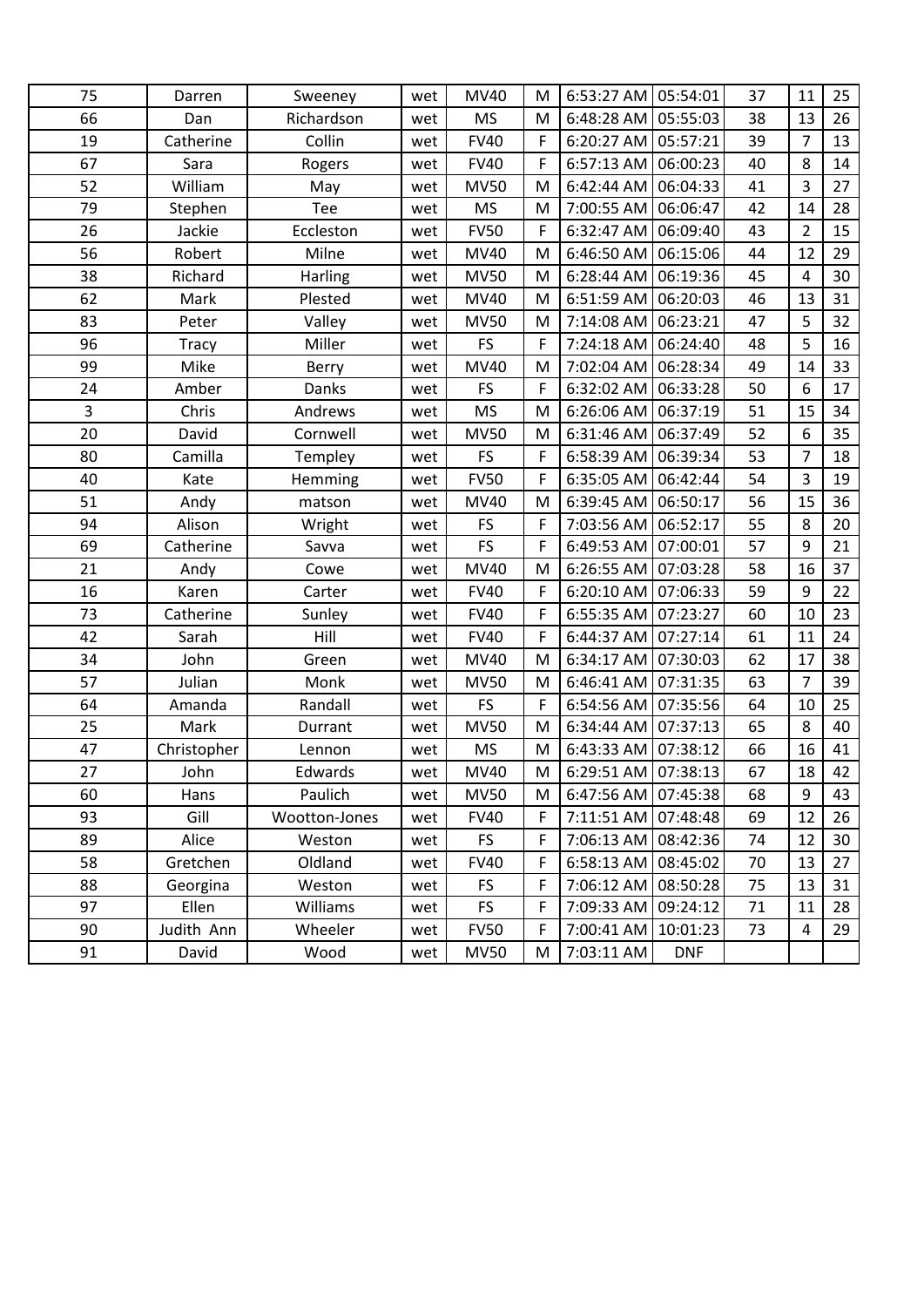| | | | | | | | | | | |
|---|---|---|---|---|---|---|---|---|---|---|
| 75 | Darren | Sweeney | wet | MV40 | M | 6:53:27 AM | 05:54:01 | 37 | 11 | 25 |
| 66 | Dan | Richardson | wet | MS | M | 6:48:28 AM | 05:55:03 | 38 | 13 | 26 |
| 19 | Catherine | Collin | wet | FV40 | F | 6:20:27 AM | 05:57:21 | 39 | 7 | 13 |
| 67 | Sara | Rogers | wet | FV40 | F | 6:57:13 AM | 06:00:23 | 40 | 8 | 14 |
| 52 | William | May | wet | MV50 | M | 6:42:44 AM | 06:04:33 | 41 | 3 | 27 |
| 79 | Stephen | Tee | wet | MS | M | 7:00:55 AM | 06:06:47 | 42 | 14 | 28 |
| 26 | Jackie | Eccleston | wet | FV50 | F | 6:32:47 AM | 06:09:40 | 43 | 2 | 15 |
| 56 | Robert | Milne | wet | MV40 | M | 6:46:50 AM | 06:15:06 | 44 | 12 | 29 |
| 38 | Richard | Harling | wet | MV50 | M | 6:28:44 AM | 06:19:36 | 45 | 4 | 30 |
| 62 | Mark | Plested | wet | MV40 | M | 6:51:59 AM | 06:20:03 | 46 | 13 | 31 |
| 83 | Peter | Valley | wet | MV50 | M | 7:14:08 AM | 06:23:21 | 47 | 5 | 32 |
| 96 | Tracy | Miller | wet | FS | F | 7:24:18 AM | 06:24:40 | 48 | 5 | 16 |
| 99 | Mike | Berry | wet | MV40 | M | 7:02:04 AM | 06:28:34 | 49 | 14 | 33 |
| 24 | Amber | Danks | wet | FS | F | 6:32:02 AM | 06:33:28 | 50 | 6 | 17 |
| 3 | Chris | Andrews | wet | MS | M | 6:26:06 AM | 06:37:19 | 51 | 15 | 34 |
| 20 | David | Cornwell | wet | MV50 | M | 6:31:46 AM | 06:37:49 | 52 | 6 | 35 |
| 80 | Camilla | Templey | wet | FS | F | 6:58:39 AM | 06:39:34 | 53 | 7 | 18 |
| 40 | Kate | Hemming | wet | FV50 | F | 6:35:05 AM | 06:42:44 | 54 | 3 | 19 |
| 51 | Andy | matson | wet | MV40 | M | 6:39:45 AM | 06:50:17 | 56 | 15 | 36 |
| 94 | Alison | Wright | wet | FS | F | 7:03:56 AM | 06:52:17 | 55 | 8 | 20 |
| 69 | Catherine | Savva | wet | FS | F | 6:49:53 AM | 07:00:01 | 57 | 9 | 21 |
| 21 | Andy | Cowe | wet | MV40 | M | 6:26:55 AM | 07:03:28 | 58 | 16 | 37 |
| 16 | Karen | Carter | wet | FV40 | F | 6:20:10 AM | 07:06:33 | 59 | 9 | 22 |
| 73 | Catherine | Sunley | wet | FV40 | F | 6:55:35 AM | 07:23:27 | 60 | 10 | 23 |
| 42 | Sarah | Hill | wet | FV40 | F | 6:44:37 AM | 07:27:14 | 61 | 11 | 24 |
| 34 | John | Green | wet | MV40 | M | 6:34:17 AM | 07:30:03 | 62 | 17 | 38 |
| 57 | Julian | Monk | wet | MV50 | M | 6:46:41 AM | 07:31:35 | 63 | 7 | 39 |
| 64 | Amanda | Randall | wet | FS | F | 6:54:56 AM | 07:35:56 | 64 | 10 | 25 |
| 25 | Mark | Durrant | wet | MV50 | M | 6:34:44 AM | 07:37:13 | 65 | 8 | 40 |
| 47 | Christopher | Lennon | wet | MS | M | 6:43:33 AM | 07:38:12 | 66 | 16 | 41 |
| 27 | John | Edwards | wet | MV40 | M | 6:29:51 AM | 07:38:13 | 67 | 18 | 42 |
| 60 | Hans | Paulich | wet | MV50 | M | 6:47:56 AM | 07:45:38 | 68 | 9 | 43 |
| 93 | Gill | Wootton-Jones | wet | FV40 | F | 7:11:51 AM | 07:48:48 | 69 | 12 | 26 |
| 89 | Alice | Weston | wet | FS | F | 7:06:13 AM | 08:42:36 | 74 | 12 | 30 |
| 58 | Gretchen | Oldland | wet | FV40 | F | 6:58:13 AM | 08:45:02 | 70 | 13 | 27 |
| 88 | Georgina | Weston | wet | FS | F | 7:06:12 AM | 08:50:28 | 75 | 13 | 31 |
| 97 | Ellen | Williams | wet | FS | F | 7:09:33 AM | 09:24:12 | 71 | 11 | 28 |
| 90 | Judith Ann | Wheeler | wet | FV50 | F | 7:00:41 AM | 10:01:23 | 73 | 4 | 29 |
| 91 | David | Wood | wet | MV50 | M | 7:03:11 AM | DNF | | | |